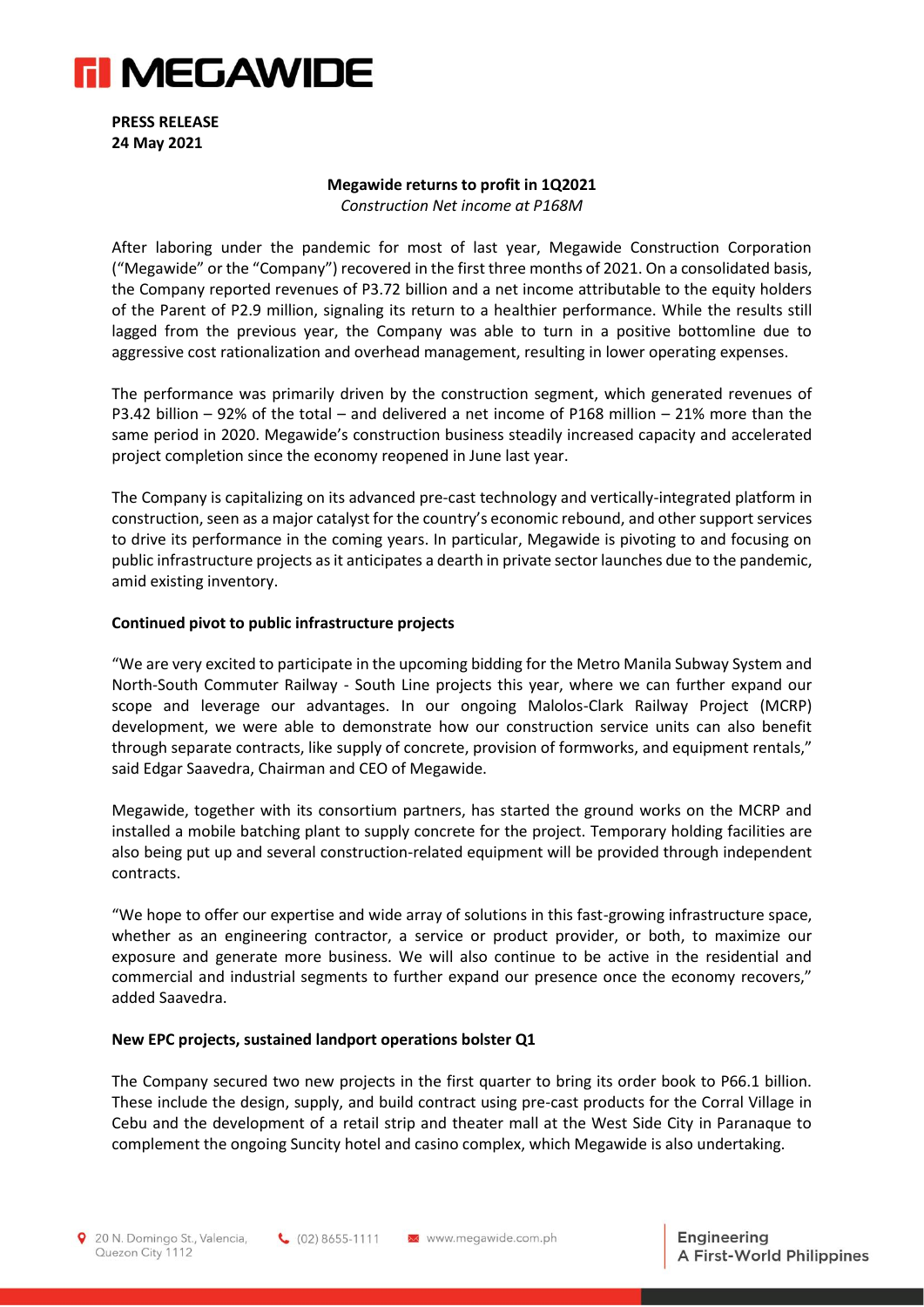**PRESS RELEASE**
**24 May 2021**

## Megawide returns to profit in 1Q2021

*Construction Net income at P168M*

After laboring under the pandemic for most of last year, Megawide Construction Corporation ("Megawide" or the "Company") recovered in the first three months of 2021. On a consolidated basis, the Company reported revenues of P3.72 billion and a net income attributable to the equity holders of the Parent of P2.9 million, signaling its return to a healthier performance. While the results still lagged from the previous year, the Company was able to turn in a positive bottomline due to aggressive cost rationalization and overhead management, resulting in lower operating expenses.

The performance was primarily driven by the construction segment, which generated revenues of P3.42 billion – 92% of the total – and delivered a net income of P168 million – 21% more than the same period in 2020. Megawide's construction business steadily increased capacity and accelerated project completion since the economy reopened in June last year.

The Company is capitalizing on its advanced pre-cast technology and vertically-integrated platform in construction, seen as a major catalyst for the country's economic rebound, and other support services to drive its performance in the coming years. In particular, Megawide is pivoting to and focusing on public infrastructure projects as it anticipates a dearth in private sector launches due to the pandemic, amid existing inventory.

### Continued pivot to public infrastructure projects

"We are very excited to participate in the upcoming bidding for the Metro Manila Subway System and North-South Commuter Railway - South Line projects this year, where we can further expand our scope and leverage our advantages. In our ongoing Malolos-Clark Railway Project (MCRP) development, we were able to demonstrate how our construction service units can also benefit through separate contracts, like supply of concrete, provision of formworks, and equipment rentals," said Edgar Saavedra, Chairman and CEO of Megawide.

Megawide, together with its consortium partners, has started the ground works on the MCRP and installed a mobile batching plant to supply concrete for the project. Temporary holding facilities are also being put up and several construction-related equipment will be provided through independent contracts.

"We hope to offer our expertise and wide array of solutions in this fast-growing infrastructure space, whether as an engineering contractor, a service or product provider, or both, to maximize our exposure and generate more business. We will also continue to be active in the residential and commercial and industrial segments to further expand our presence once the economy recovers," added Saavedra.

### New EPC projects, sustained landport operations bolster Q1

The Company secured two new projects in the first quarter to bring its order book to P66.1 billion. These include the design, supply, and build contract using pre-cast products for the Corral Village in Cebu and the development of a retail strip and theater mall at the West Side City in Paranaque to complement the ongoing Suncity hotel and casino complex, which Megawide is also undertaking.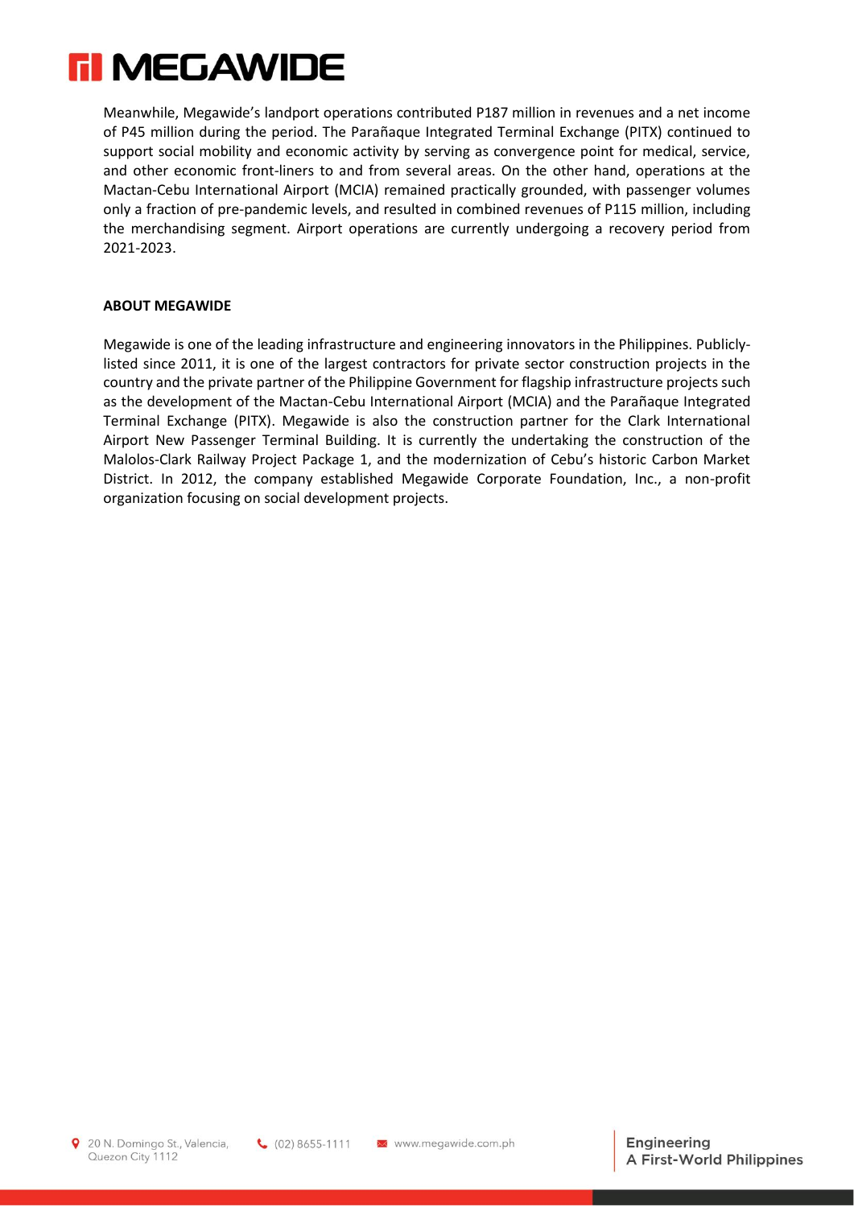Meanwhile, Megawide's landport operations contributed P187 million in revenues and a net income of P45 million during the period. The Parañaque Integrated Terminal Exchange (PITX) continued to support social mobility and economic activity by serving as convergence point for medical, service, and other economic front-liners to and from several areas. On the other hand, operations at the Mactan-Cebu International Airport (MCIA) remained practically grounded, with passenger volumes only a fraction of pre-pandemic levels, and resulted in combined revenues of P115 million, including the merchandising segment. Airport operations are currently undergoing a recovery period from 2021-2023.

**ABOUT MEGAWIDE**

Megawide is one of the leading infrastructure and engineering innovators in the Philippines. Publicly-listed since 2011, it is one of the largest contractors for private sector construction projects in the country and the private partner of the Philippine Government for flagship infrastructure projects such as the development of the Mactan-Cebu International Airport (MCIA) and the Parañaque Integrated Terminal Exchange (PITX). Megawide is also the construction partner for the Clark International Airport New Passenger Terminal Building. It is currently the undertaking the construction of the Malolos-Clark Railway Project Package 1, and the modernization of Cebu's historic Carbon Market District. In 2012, the company established Megawide Corporate Foundation, Inc., a non-profit organization focusing on social development projects.